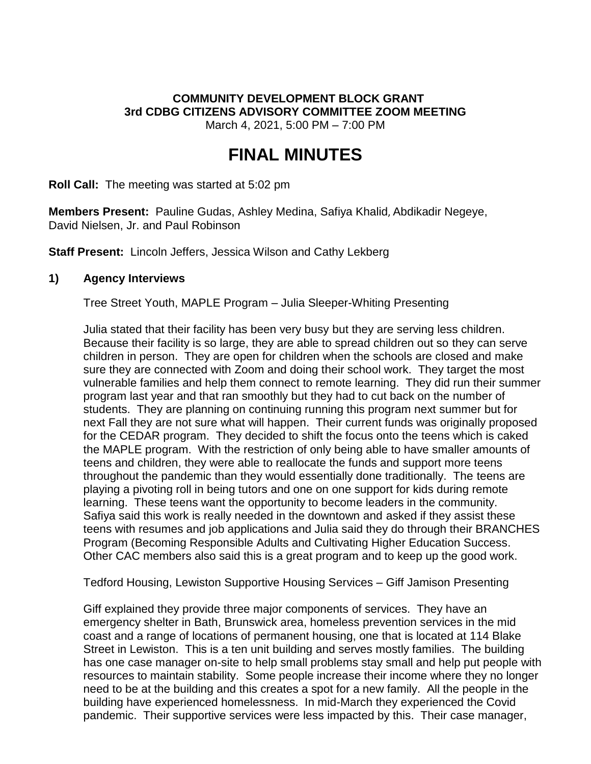**COMMUNITY DEVELOPMENT BLOCK GRANT**
**3rd CDBG CITIZENS ADVISORY COMMITTEE ZOOM MEETING**
March 4, 2021, 5:00 PM – 7:00 PM

# FINAL MINUTES

**Roll Call:** The meeting was started at 5:02 pm

**Members Present:** Pauline Gudas, Ashley Medina, Safiya Khalid, Abdikadir Negeye, David Nielsen, Jr. and Paul Robinson

**Staff Present:** Lincoln Jeffers, Jessica Wilson and Cathy Lekberg

## 1) Agency Interviews

Tree Street Youth, MAPLE Program – Julia Sleeper-Whiting Presenting

Julia stated that their facility has been very busy but they are serving less children. Because their facility is so large, they are able to spread children out so they can serve children in person. They are open for children when the schools are closed and make sure they are connected with Zoom and doing their school work. They target the most vulnerable families and help them connect to remote learning. They did run their summer program last year and that ran smoothly but they had to cut back on the number of students. They are planning on continuing running this program next summer but for next Fall they are not sure what will happen. Their current funds was originally proposed for the CEDAR program. They decided to shift the focus onto the teens which is caked the MAPLE program. With the restriction of only being able to have smaller amounts of teens and children, they were able to reallocate the funds and support more teens throughout the pandemic than they would essentially done traditionally. The teens are playing a pivoting roll in being tutors and one on one support for kids during remote learning. These teens want the opportunity to become leaders in the community. Safiya said this work is really needed in the downtown and asked if they assist these teens with resumes and job applications and Julia said they do through their BRANCHES Program (Becoming Responsible Adults and Cultivating Higher Education Success. Other CAC members also said this is a great program and to keep up the good work.

Tedford Housing, Lewiston Supportive Housing Services – Giff Jamison Presenting

Giff explained they provide three major components of services. They have an emergency shelter in Bath, Brunswick area, homeless prevention services in the mid coast and a range of locations of permanent housing, one that is located at 114 Blake Street in Lewiston. This is a ten unit building and serves mostly families. The building has one case manager on-site to help small problems stay small and help put people with resources to maintain stability. Some people increase their income where they no longer need to be at the building and this creates a spot for a new family. All the people in the building have experienced homelessness. In mid-March they experienced the Covid pandemic. Their supportive services were less impacted by this. Their case manager,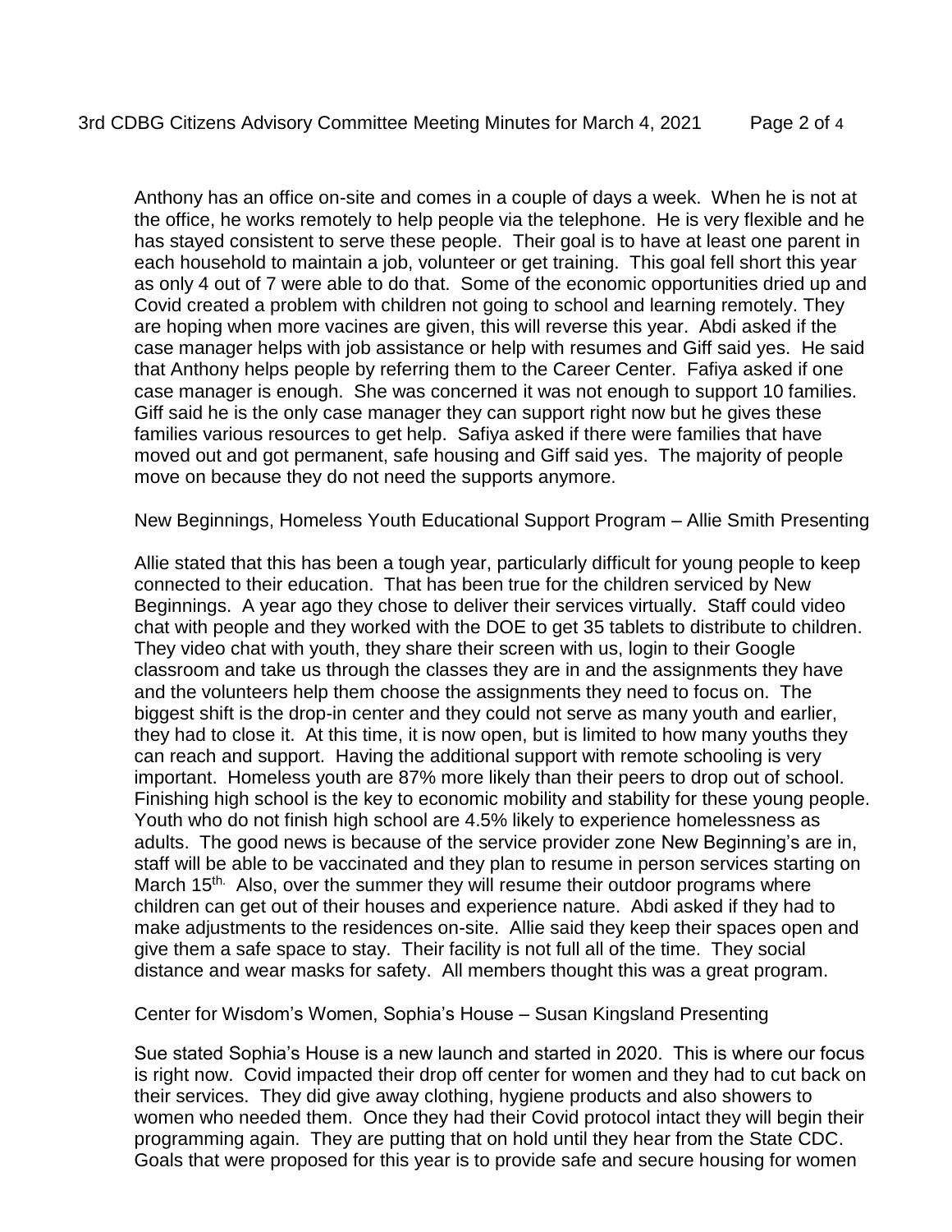Anthony has an office on-site and comes in a couple of days a week. When he is not at the office, he works remotely to help people via the telephone. He is very flexible and he has stayed consistent to serve these people. Their goal is to have at least one parent in each household to maintain a job, volunteer or get training. This goal fell short this year as only 4 out of 7 were able to do that. Some of the economic opportunities dried up and Covid created a problem with children not going to school and learning remotely. They are hoping when more vacines are given, this will reverse this year. Abdi asked if the case manager helps with job assistance or help with resumes and Giff said yes. He said that Anthony helps people by referring them to the Career Center. Fafiya asked if one case manager is enough. She was concerned it was not enough to support 10 families. Giff said he is the only case manager they can support right now but he gives these families various resources to get help. Safiya asked if there were families that have moved out and got permanent, safe housing and Giff said yes. The majority of people move on because they do not need the supports anymore.

New Beginnings, Homeless Youth Educational Support Program – Allie Smith Presenting

Allie stated that this has been a tough year, particularly difficult for young people to keep connected to their education. That has been true for the children serviced by New Beginnings. A year ago they chose to deliver their services virtually. Staff could video chat with people and they worked with the DOE to get 35 tablets to distribute to children. They video chat with youth, they share their screen with us, login to their Google classroom and take us through the classes they are in and the assignments they have and the volunteers help them choose the assignments they need to focus on. The biggest shift is the drop-in center and they could not serve as many youth and earlier, they had to close it. At this time, it is now open, but is limited to how many youths they can reach and support. Having the additional support with remote schooling is very important. Homeless youth are 87% more likely than their peers to drop out of school. Finishing high school is the key to economic mobility and stability for these young people. Youth who do not finish high school are 4.5% likely to experience homelessness as adults. The good news is because of the service provider zone New Beginning's are in, staff will be able to be vaccinated and they plan to resume in person services starting on March 15th. Also, over the summer they will resume their outdoor programs where children can get out of their houses and experience nature. Abdi asked if they had to make adjustments to the residences on-site. Allie said they keep their spaces open and give them a safe space to stay. Their facility is not full all of the time. They social distance and wear masks for safety. All members thought this was a great program.

Center for Wisdom's Women, Sophia's House – Susan Kingsland Presenting

Sue stated Sophia's House is a new launch and started in 2020. This is where our focus is right now. Covid impacted their drop off center for women and they had to cut back on their services. They did give away clothing, hygiene products and also showers to women who needed them. Once they had their Covid protocol intact they will begin their programming again. They are putting that on hold until they hear from the State CDC. Goals that were proposed for this year is to provide safe and secure housing for women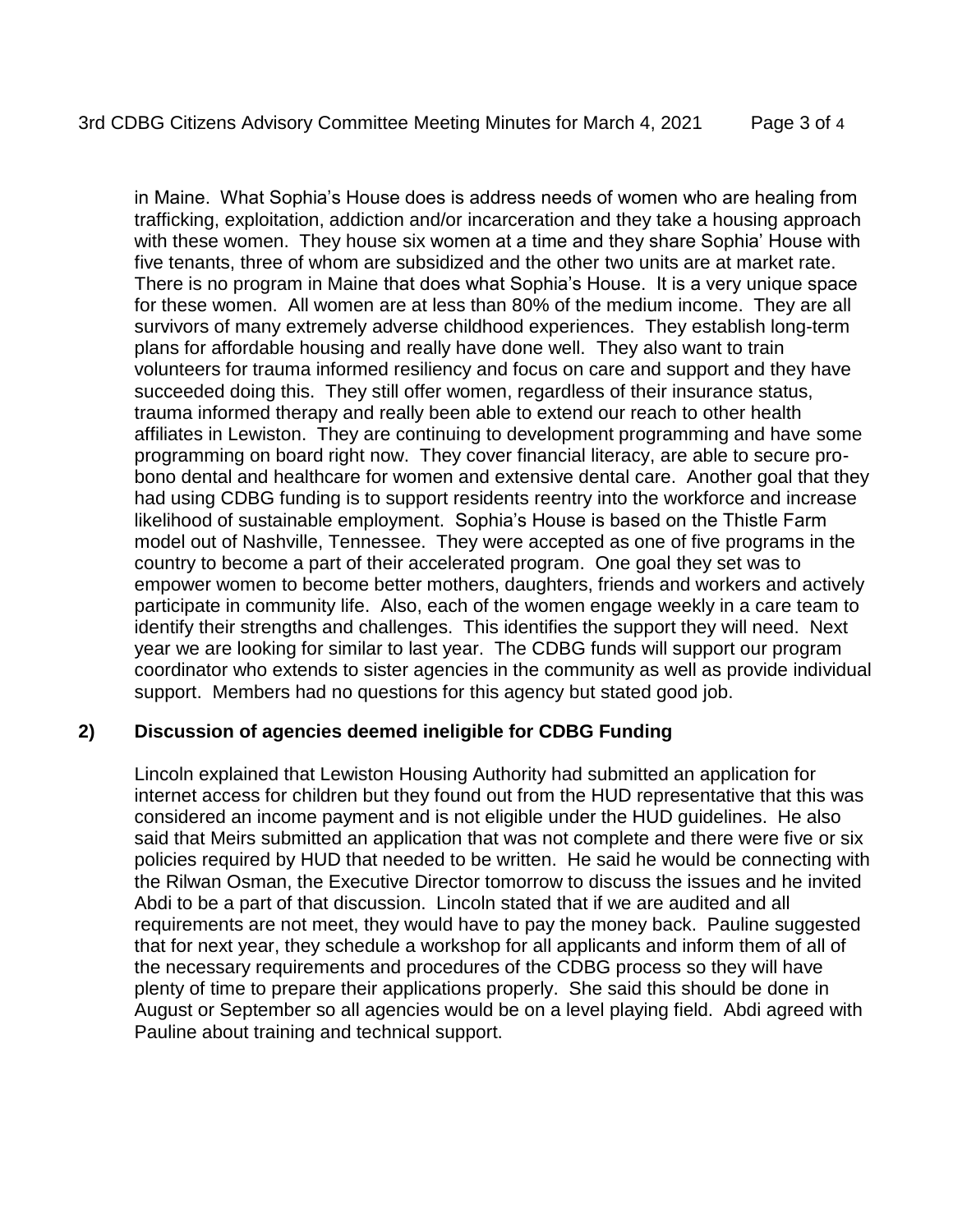in Maine. What Sophia's House does is address needs of women who are healing from trafficking, exploitation, addiction and/or incarceration and they take a housing approach with these women. They house six women at a time and they share Sophia' House with five tenants, three of whom are subsidized and the other two units are at market rate. There is no program in Maine that does what Sophia's House. It is a very unique space for these women. All women are at less than 80% of the medium income. They are all survivors of many extremely adverse childhood experiences. They establish long-term plans for affordable housing and really have done well. They also want to train volunteers for trauma informed resiliency and focus on care and support and they have succeeded doing this. They still offer women, regardless of their insurance status, trauma informed therapy and really been able to extend our reach to other health affiliates in Lewiston. They are continuing to development programming and have some programming on board right now. They cover financial literacy, are able to secure pro-bono dental and healthcare for women and extensive dental care. Another goal that they had using CDBG funding is to support residents reentry into the workforce and increase likelihood of sustainable employment. Sophia's House is based on the Thistle Farm model out of Nashville, Tennessee. They were accepted as one of five programs in the country to become a part of their accelerated program. One goal they set was to empower women to become better mothers, daughters, friends and workers and actively participate in community life. Also, each of the women engage weekly in a care team to identify their strengths and challenges. This identifies the support they will need. Next year we are looking for similar to last year. The CDBG funds will support our program coordinator who extends to sister agencies in the community as well as provide individual support. Members had no questions for this agency but stated good job.

**2) Discussion of agencies deemed ineligible for CDBG Funding**

Lincoln explained that Lewiston Housing Authority had submitted an application for internet access for children but they found out from the HUD representative that this was considered an income payment and is not eligible under the HUD guidelines. He also said that Meirs submitted an application that was not complete and there were five or six policies required by HUD that needed to be written. He said he would be connecting with the Rilwan Osman, the Executive Director tomorrow to discuss the issues and he invited Abdi to be a part of that discussion. Lincoln stated that if we are audited and all requirements are not meet, they would have to pay the money back. Pauline suggested that for next year, they schedule a workshop for all applicants and inform them of all of the necessary requirements and procedures of the CDBG process so they will have plenty of time to prepare their applications properly. She said this should be done in August or September so all agencies would be on a level playing field. Abdi agreed with Pauline about training and technical support.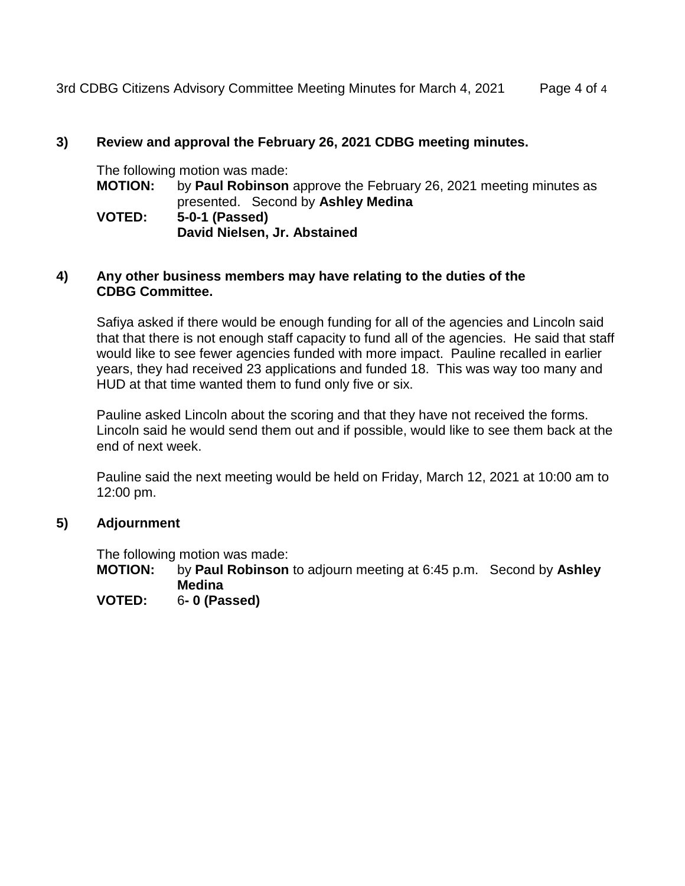**3) Review and approval the February 26, 2021 CDBG meeting minutes.**

The following motion was made:

**MOTION:** by **Paul Robinson** approve the February 26, 2021 meeting minutes as presented. Second by **Ashley Medina**

**VOTED:** **5-0-1 (Passed)**
**David Nielsen, Jr. Abstained**

**4) Any other business members may have relating to the duties of the CDBG Committee.**

Safiya asked if there would be enough funding for all of the agencies and Lincoln said that that there is not enough staff capacity to fund all of the agencies. He said that staff would like to see fewer agencies funded with more impact. Pauline recalled in earlier years, they had received 23 applications and funded 18. This was way too many and HUD at that time wanted them to fund only five or six.

Pauline asked Lincoln about the scoring and that they have not received the forms. Lincoln said he would send them out and if possible, would like to see them back at the end of next week.

Pauline said the next meeting would be held on Friday, March 12, 2021 at 10:00 am to 12:00 pm.

**5) Adjournment**

The following motion was made:

**MOTION:** by **Paul Robinson** to adjourn meeting at 6:45 p.m. Second by **Ashley Medina**

**VOTED:** 6**- 0 (Passed)**